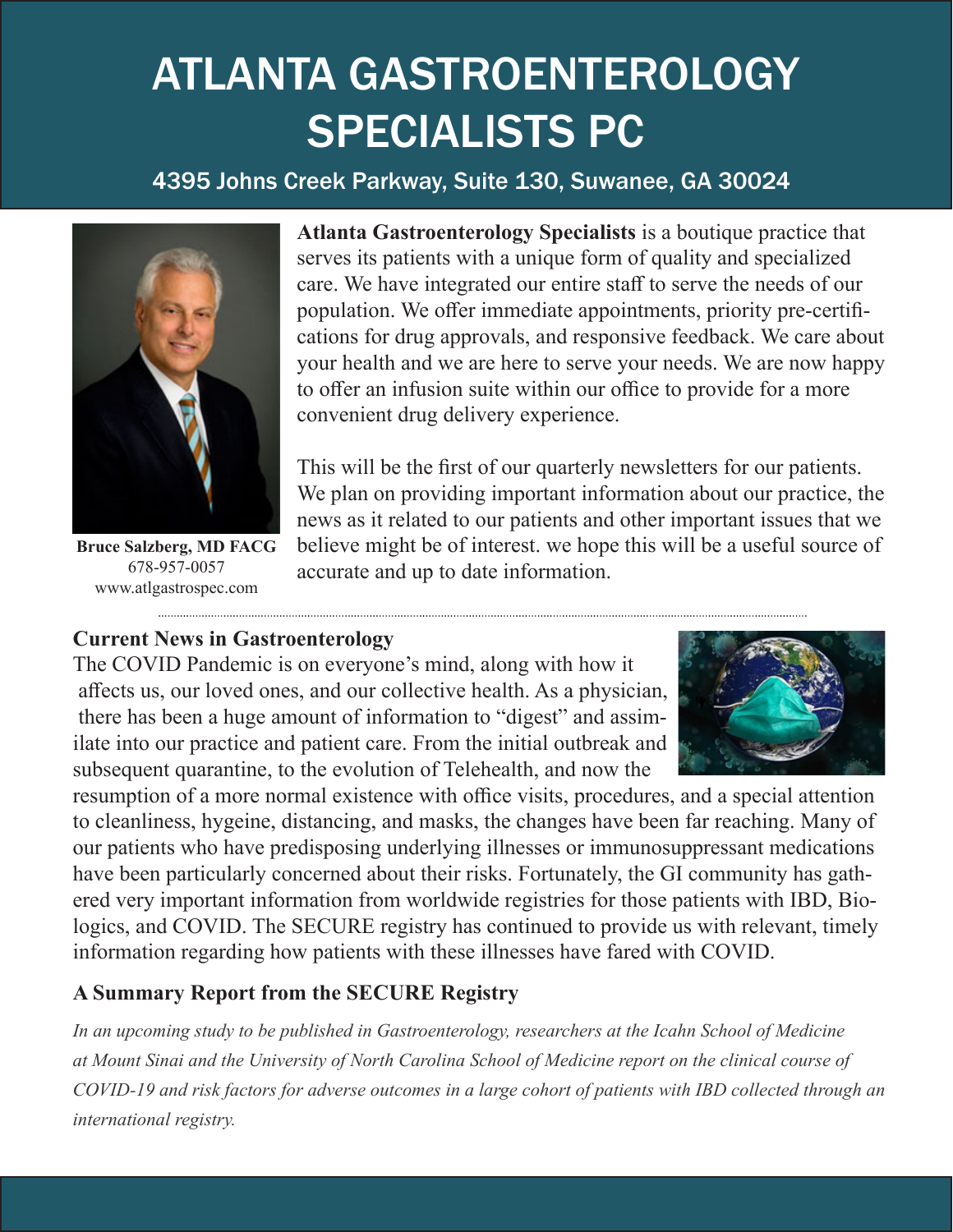# ATLANTA GASTROENTEROLOGY SPECIALISTS PC

4395 Johns Creek Parkway, Suite 130, Suwanee, GA 30024

**Bruce Salzberg, MD FACG**
678-957-0057
www.atlgastrospec.com

**Atlanta Gastroenterology Specialists** is a boutique practice that serves its patients with a unique form of quality and specialized care. We have integrated our entire staff to serve the needs of our population. We offer immediate appointments, priority pre-certifications for drug approvals, and responsive feedback. We care about your health and we are here to serve your needs. We are now happy to offer an infusion suite within our office to provide for a more convenient drug delivery experience.

This will be the first of our quarterly newsletters for our patients. We plan on providing important information about our practice, the news as it related to our patients and other important issues that we believe might be of interest. we hope this will be a useful source of accurate and up to date information.

## Current News in Gastroenterology

The COVID Pandemic is on everyone's mind, along with how it affects us, our loved ones, and our collective health. As a physician, there has been a huge amount of information to "digest" and assimilate into our practice and patient care. From the initial outbreak and subsequent quarantine, to the evolution of Telehealth, and now the resumption of a more normal existence with office visits, procedures, and a special attention to cleanliness, hygeine, distancing, and masks, the changes have been far reaching. Many of our patients who have predisposing underlying illnesses or immunosuppressant medications have been particularly concerned about their risks. Fortunately, the GI community has gathered very important information from worldwide registries for those patients with IBD, Biologics, and COVID. The SECURE registry has continued to provide us with relevant, timely information regarding how patients with these illnesses have fared with COVID.

## A Summary Report from the SECURE Registry

*In an upcoming study to be published in Gastroenterology, researchers at the Icahn School of Medicine at Mount Sinai and the University of North Carolina School of Medicine report on the clinical course of COVID-19 and risk factors for adverse outcomes in a large cohort of patients with IBD collected through an international registry.*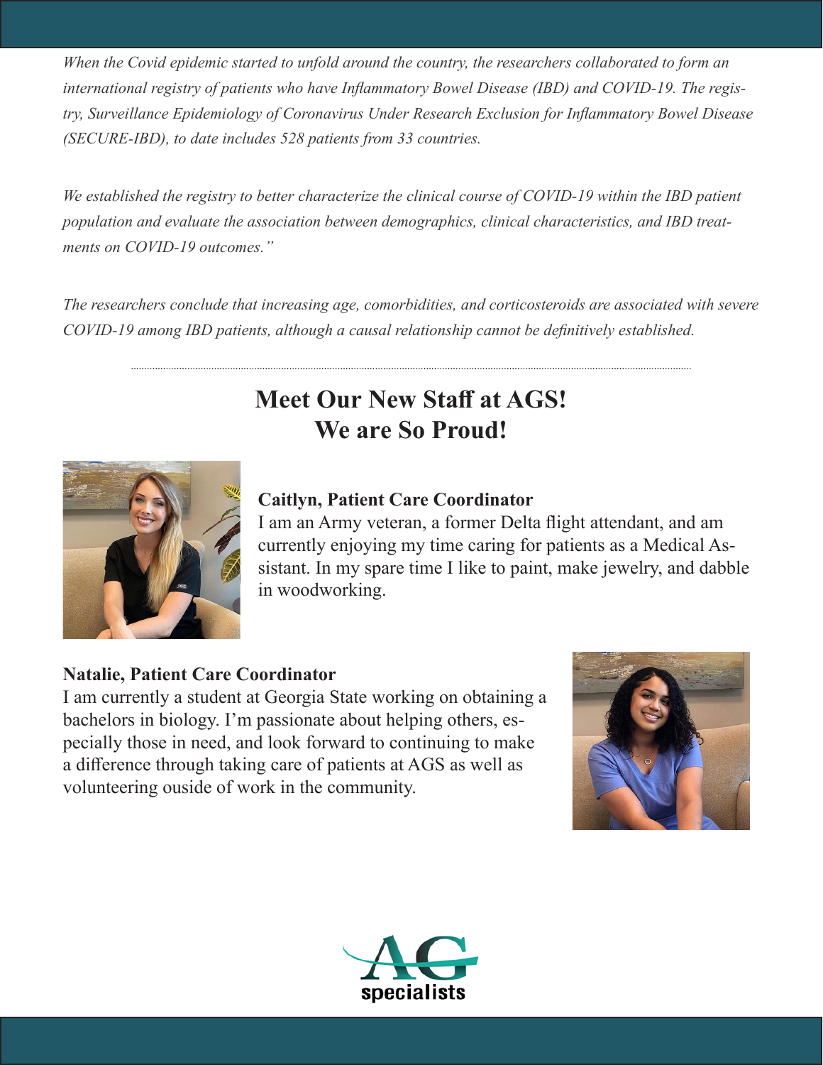*When the Covid epidemic started to unfold around the country, the researchers collaborated to form an international registry of patients who have Inflammatory Bowel Disease (IBD) and COVID-19. The registry, Surveillance Epidemiology of Coronavirus Under Research Exclusion for Inflammatory Bowel Disease (SECURE-IBD), to date includes 528 patients from 33 countries.*

*We established the registry to better characterize the clinical course of COVID-19 within the IBD patient population and evaluate the association between demographics, clinical characteristics, and IBD treatments on COVID-19 outcomes."*

*The researchers conclude that increasing age, comorbidities, and corticosteroids are associated with severe COVID-19 among IBD patients, although a causal relationship cannot be definitively established.*

---

## Meet Our New Staff at AGS!
## We are So Proud!

**Caitlyn, Patient Care Coordinator**
I am an Army veteran, a former Delta flight attendant, and am currently enjoying my time caring for patients as a Medical Assistant. In my spare time I like to paint, make jewelry, and dabble in woodworking.

**Natalie, Patient Care Coordinator**
I am currently a student at Georgia State working on obtaining a bachelors in biology. I'm passionate about helping others, especially those in need, and look forward to continuing to make a difference through taking care of patients at AGS as well as volunteering ouside of work in the community.

AG specialists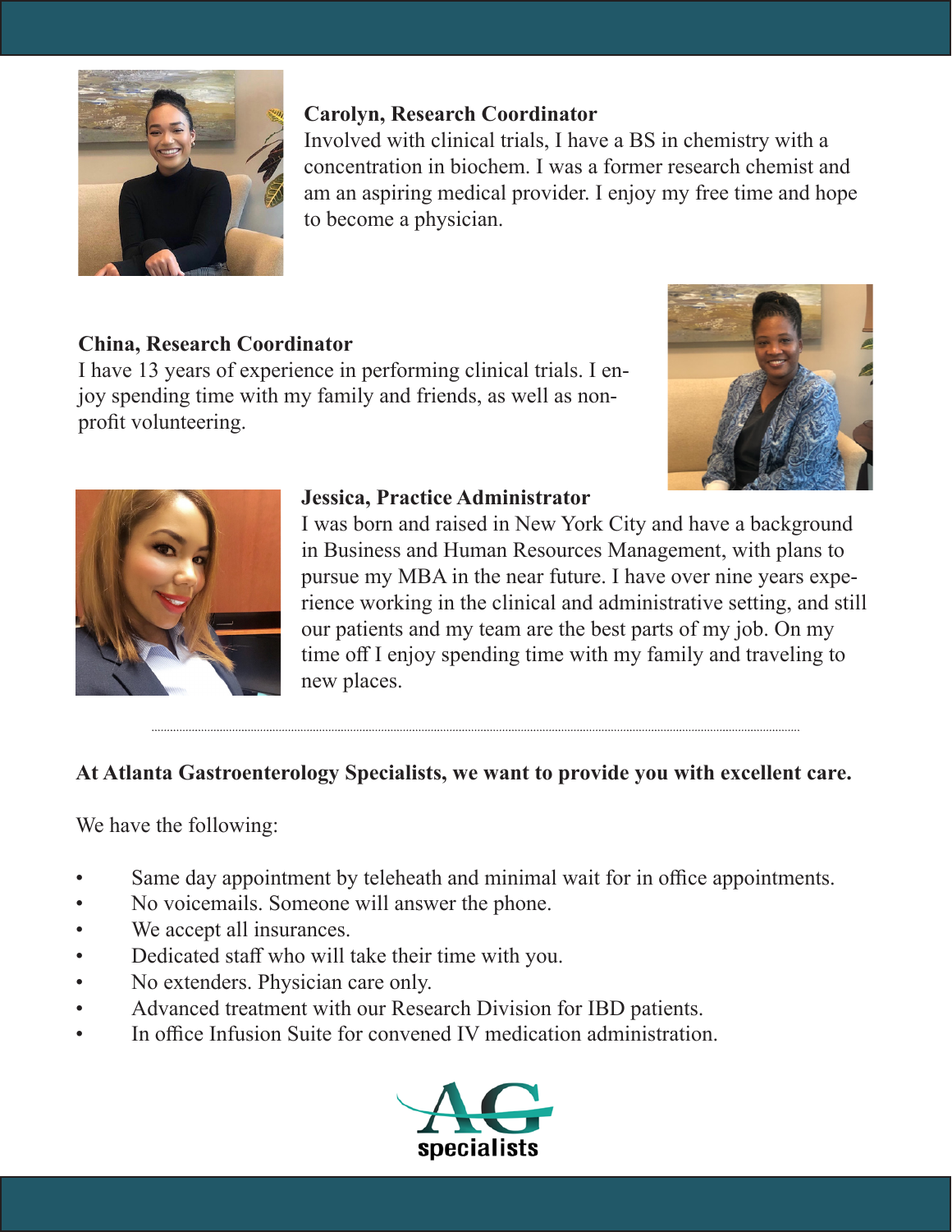**Carolyn, Research Coordinator**
Involved with clinical trials, I have a BS in chemistry with a concentration in biochem. I was a former research chemist and am an aspiring medical provider. I enjoy my free time and hope to become a physician.

**China, Research Coordinator**
I have 13 years of experience in performing clinical trials. I enjoy spending time with my family and friends, as well as non-profit volunteering.

**Jessica, Practice Administrator**
I was born and raised in New York City and have a background in Business and Human Resources Management, with plans to pursue my MBA in the near future. I have over nine years experience working in the clinical and administrative setting, and still our patients and my team are the best parts of my job. On my time off I enjoy spending time with my family and traveling to new places.

---

**At Atlanta Gastroenterology Specialists, we want to provide you with excellent care.**

We have the following:

- Same day appointment by teleheath and minimal wait for in office appointments.
- No voicemails. Someone will answer the phone.
- We accept all insurances.
- Dedicated staff who will take their time with you.
- No extenders. Physician care only.
- Advanced treatment with our Research Division for IBD patients.
- In office Infusion Suite for convened IV medication administration.

AG specialists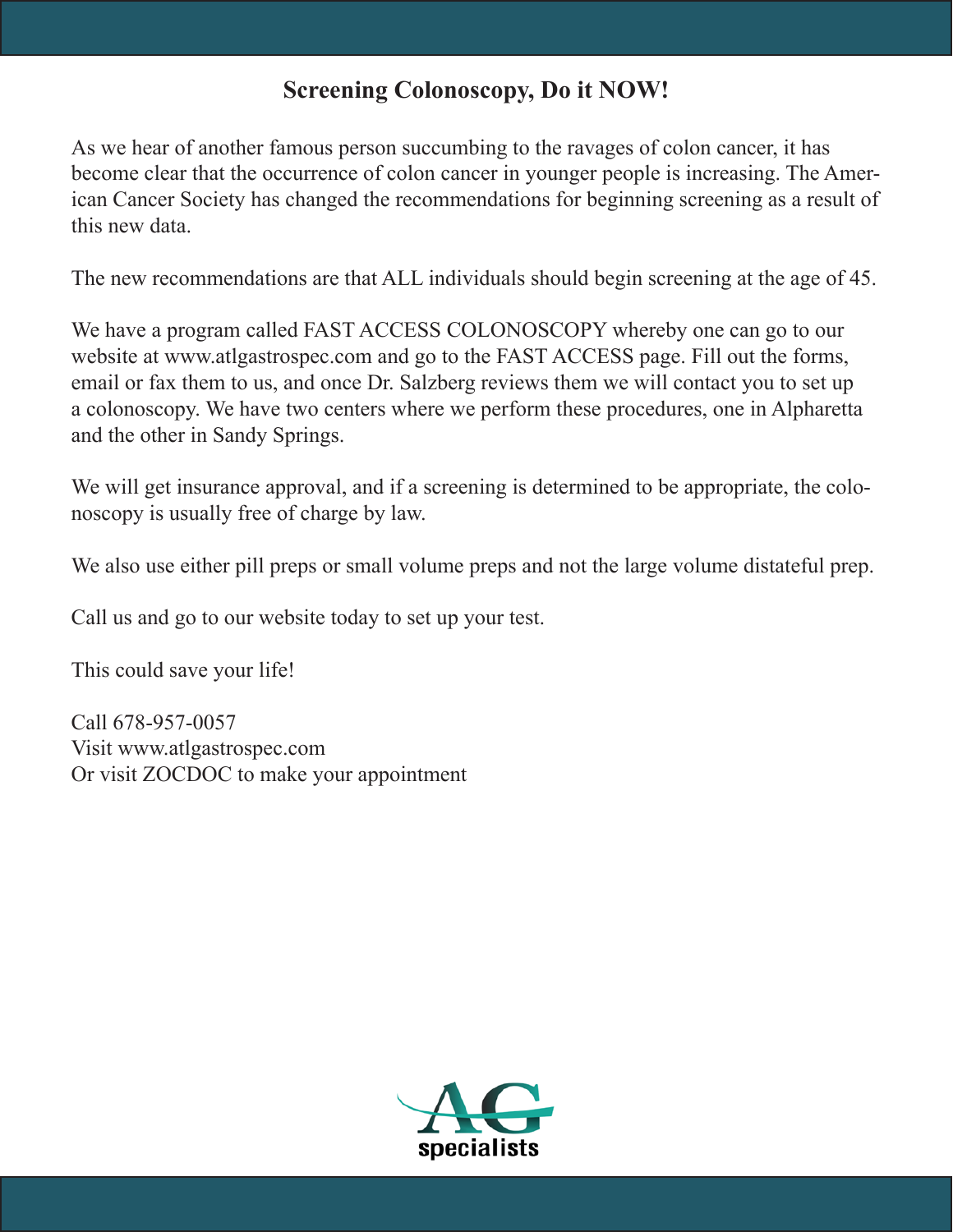# Screening Colonoscopy, Do it NOW!

As we hear of another famous person succumbing to the ravages of colon cancer, it has become clear that the occurrence of colon cancer in younger people is increasing. The American Cancer Society has changed the recommendations for beginning screening as a result of this new data.

The new recommendations are that ALL individuals should begin screening at the age of 45.

We have a program called FAST ACCESS COLONOSCOPY whereby one can go to our website at www.atlgastrospec.com and go to the FAST ACCESS page. Fill out the forms, email or fax them to us, and once Dr. Salzberg reviews them we will contact you to set up a colonoscopy. We have two centers where we perform these procedures, one in Alpharetta and the other in Sandy Springs.

We will get insurance approval, and if a screening is determined to be appropriate, the colonoscopy is usually free of charge by law.

We also use either pill preps or small volume preps and not the large volume distateful prep.

Call us and go to our website today to set up your test.

This could save your life!

Call 678-957-0057
Visit www.atlgastrospec.com
Or visit ZOCDOC to make your appointment

AG specialists